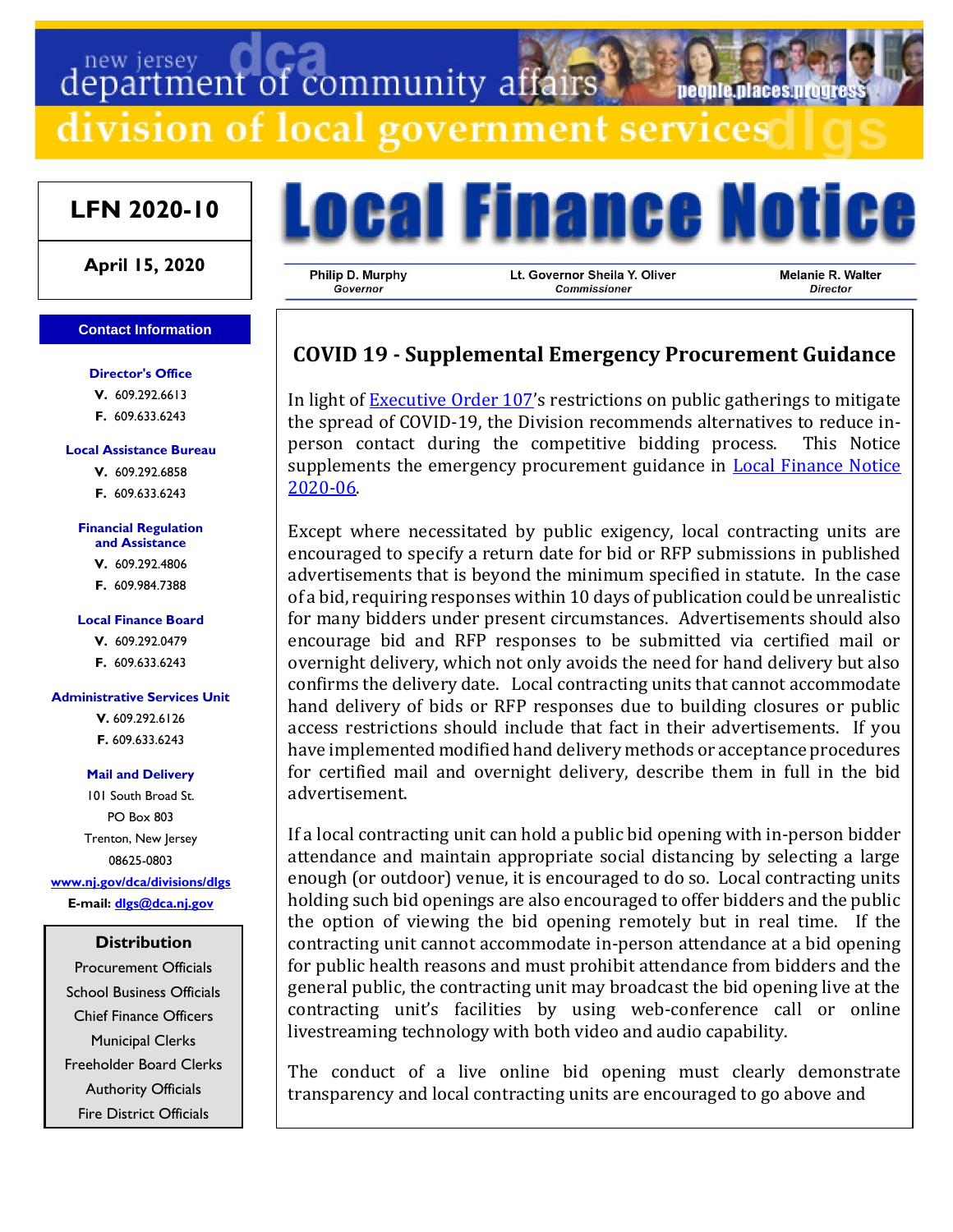new jersey department of community affairs

division of local government services

# Local Finance Notice

**LFN 2020-10**

**April 15, 2020**

| Philip D. Murphy | Lt. Governor Sheila Y. Oliver | Melanie R. Walter |
|---|---|---|
| *Governor* | *Commissioner* | *Director* |

**Contact Information**

**Director's Office**
**V.** 609.292.6613
**F.** 609.633.6243

**Local Assistance Bureau**
**V.** 609.292.6858
**F.** 609.633.6243

**Financial Regulation and Assistance**
**V.** 609.292.4806
**F.** 609.984.7388

**Local Finance Board**
**V.** 609.292.0479
**F.** 609.633.6243

**Administrative Services Unit**
**V.** 609.292.6126
**F.** 609.633.6243

**Mail and Delivery**
101 South Broad St.
PO Box 803
Trenton, New Jersey
08625-0803
www.nj.gov/dca/divisions/dlgs
**E-mail:** dlgs@dca.nj.gov

**Distribution**
Procurement Officials
School Business Officials
Chief Finance Officers
Municipal Clerks
Freeholder Board Clerks
Authority Officials
Fire District Officials

## COVID 19 - Supplemental Emergency Procurement Guidance

In light of Executive Order 107's restrictions on public gatherings to mitigate the spread of COVID-19, the Division recommends alternatives to reduce in-person contact during the competitive bidding process. This Notice supplements the emergency procurement guidance in Local Finance Notice 2020-06.

Except where necessitated by public exigency, local contracting units are encouraged to specify a return date for bid or RFP submissions in published advertisements that is beyond the minimum specified in statute. In the case of a bid, requiring responses within 10 days of publication could be unrealistic for many bidders under present circumstances. Advertisements should also encourage bid and RFP responses to be submitted via certified mail or overnight delivery, which not only avoids the need for hand delivery but also confirms the delivery date. Local contracting units that cannot accommodate hand delivery of bids or RFP responses due to building closures or public access restrictions should include that fact in their advertisements. If you have implemented modified hand delivery methods or acceptance procedures for certified mail and overnight delivery, describe them in full in the bid advertisement.

If a local contracting unit can hold a public bid opening with in-person bidder attendance and maintain appropriate social distancing by selecting a large enough (or outdoor) venue, it is encouraged to do so. Local contracting units holding such bid openings are also encouraged to offer bidders and the public the option of viewing the bid opening remotely but in real time. If the contracting unit cannot accommodate in-person attendance at a bid opening for public health reasons and must prohibit attendance from bidders and the general public, the contracting unit may broadcast the bid opening live at the contracting unit's facilities by using web-conference call or online livestreaming technology with both video and audio capability.

The conduct of a live online bid opening must clearly demonstrate transparency and local contracting units are encouraged to go above and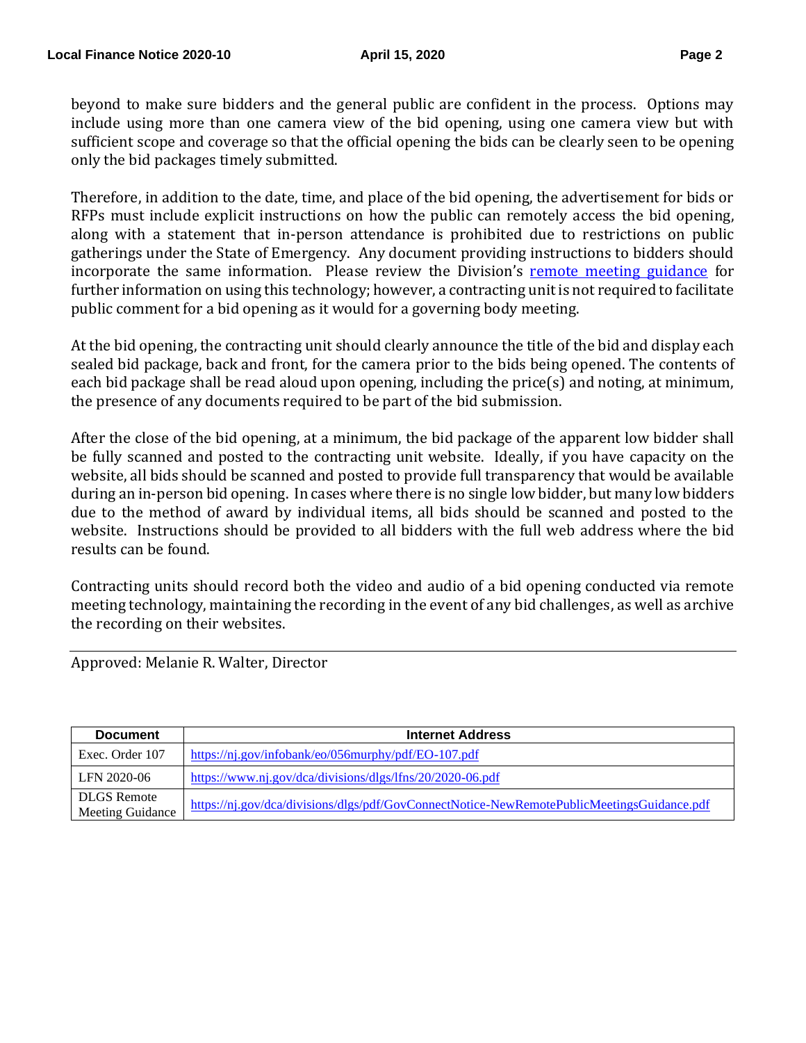beyond to make sure bidders and the general public are confident in the process. Options may include using more than one camera view of the bid opening, using one camera view but with sufficient scope and coverage so that the official opening the bids can be clearly seen to be opening only the bid packages timely submitted.

Therefore, in addition to the date, time, and place of the bid opening, the advertisement for bids or RFPs must include explicit instructions on how the public can remotely access the bid opening, along with a statement that in-person attendance is prohibited due to restrictions on public gatherings under the State of Emergency. Any document providing instructions to bidders should incorporate the same information. Please review the Division's remote meeting guidance for further information on using this technology; however, a contracting unit is not required to facilitate public comment for a bid opening as it would for a governing body meeting.

At the bid opening, the contracting unit should clearly announce the title of the bid and display each sealed bid package, back and front, for the camera prior to the bids being opened. The contents of each bid package shall be read aloud upon opening, including the price(s) and noting, at minimum, the presence of any documents required to be part of the bid submission.

After the close of the bid opening, at a minimum, the bid package of the apparent low bidder shall be fully scanned and posted to the contracting unit website. Ideally, if you have capacity on the website, all bids should be scanned and posted to provide full transparency that would be available during an in-person bid opening. In cases where there is no single low bidder, but many low bidders due to the method of award by individual items, all bids should be scanned and posted to the website. Instructions should be provided to all bidders with the full web address where the bid results can be found.

Contracting units should record both the video and audio of a bid opening conducted via remote meeting technology, maintaining the recording in the event of any bid challenges, as well as archive the recording on their websites.

---

Approved: Melanie R. Walter, Director

| Document | Internet Address |
|---|---|
| Exec. Order 107 | https://nj.gov/infobank/eo/056murphy/pdf/EO-107.pdf |
| LFN 2020-06 | https://www.nj.gov/dca/divisions/dlgs/lfns/20/2020-06.pdf |
| DLGS Remote Meeting Guidance | https://nj.gov/dca/divisions/dlgs/pdf/GovConnectNotice-NewRemotePublicMeetingsGuidance.pdf |